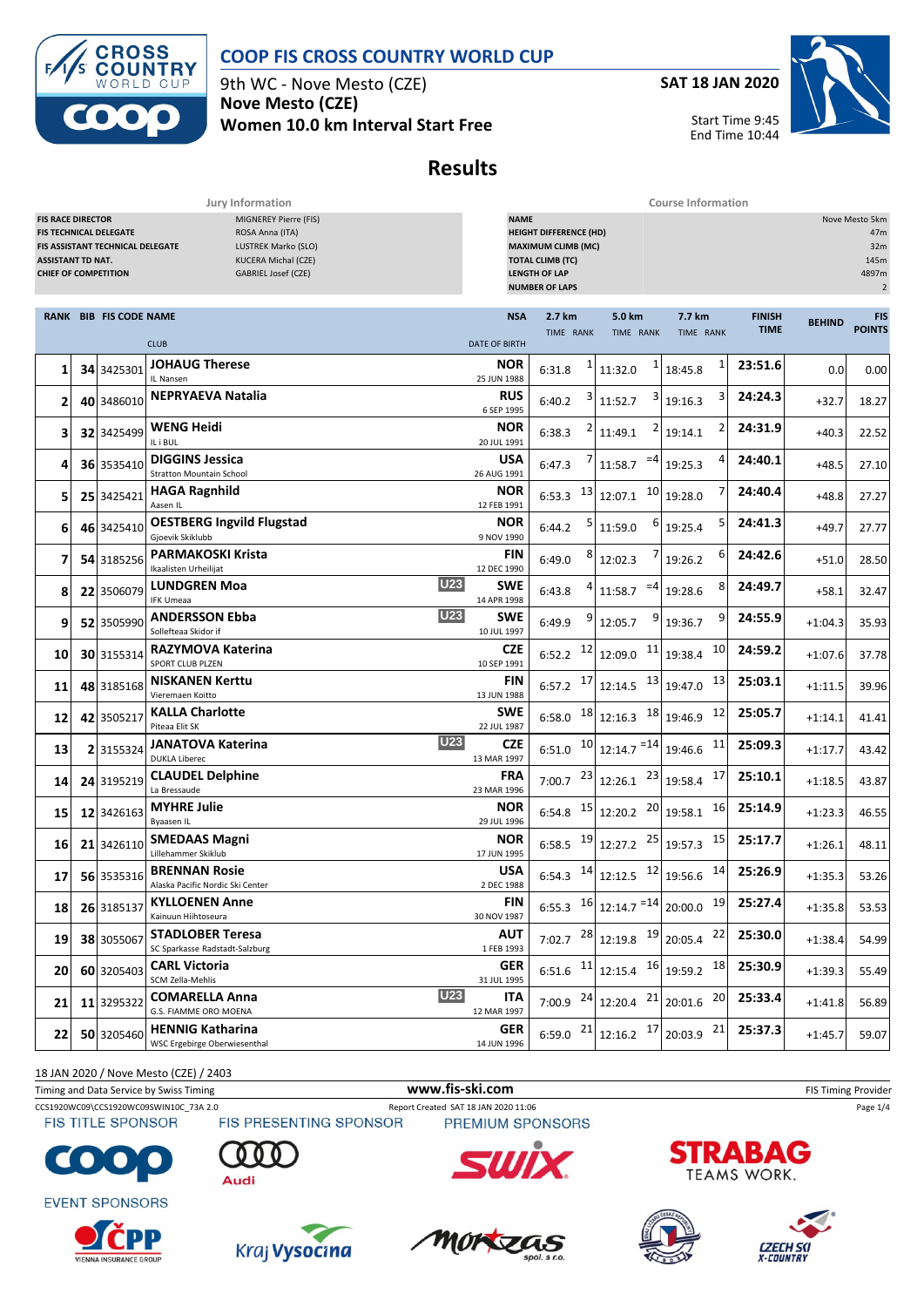# COOP FIS CROSS COUNTRY WORLD CUP

9th WC - Nove Mesto (CZE)
**Nove Mesto (CZE)**
**Women 10.0 km Interval Start Free**

**SAT 18 JAN 2020**

Start Time 9:45
End Time 10:44

## Results

| Jury Information | |
|---|---|
| FIS RACE DIRECTOR | MIGNEREY Pierre (FIS) |
| FIS TECHNICAL DELEGATE | ROSA Anna (ITA) |
| FIS ASSISTANT TECHNICAL DELEGATE | LUSTREK Marko (SLO) |
| ASSISTANT TD NAT. | KUCERA Michal (CZE) |
| CHIEF OF COMPETITION | GABRIEL Josef (CZE) |

| Course Information | |
|---|---|
| NAME | Nove Mesto 5km |
| HEIGHT DIFFERENCE (HD) | 47m |
| MAXIMUM CLIMB (MC) | 32m |
| TOTAL CLIMB (TC) | 145m |
| LENGTH OF LAP | 4897m |
| NUMBER OF LAPS | 2 |

| RANK | BIB | FIS CODE | NAME / CLUB | | NSA / DATE OF BIRTH | 2.7 km TIME | RANK | 5.0 km TIME | RANK | 7.7 km TIME | RANK | FINISH TIME | BEHIND | FIS POINTS |
|---|---|---|---|---|---|---|---|---|---|---|---|---|---|---|
| 1 | 34 | 3425301 | **JOHAUG Therese** IL Nansen | | NOR 25 JUN 1988 | 6:31.8 | 1 | 11:32.0 | 1 | 18:45.8 | 1 | 23:51.6 | 0.0 | 0.00 |
| 2 | 40 | 3486010 | **NEPRYAEVA Natalia** | | RUS 6 SEP 1995 | 6:40.2 | 3 | 11:52.7 | 3 | 19:16.3 | 3 | 24:24.3 | +32.7 | 18.27 |
| 3 | 32 | 3425499 | **WENG Heidi** IL i BUL | | NOR 20 JUL 1991 | 6:38.3 | 2 | 11:49.1 | 2 | 19:14.1 | 2 | 24:31.9 | +40.3 | 22.52 |
| 4 | 36 | 3535410 | **DIGGINS Jessica** Stratton Mountain School | | USA 26 AUG 1991 | 6:47.3 | 7 | 11:58.7 | =4 | 19:25.3 | 4 | 24:40.1 | +48.5 | 27.10 |
| 5 | 25 | 3425421 | **HAGA Ragnhild** Aasen IL | | NOR 12 FEB 1991 | 6:53.3 | 13 | 12:07.1 | 10 | 19:28.0 | 7 | 24:40.4 | +48.8 | 27.27 |
| 6 | 46 | 3425410 | **OESTBERG Ingvild Flugstad** Gjoevik Skiklubb | | NOR 9 NOV 1990 | 6:44.2 | 5 | 11:59.0 | 6 | 19:25.4 | 5 | 24:41.3 | +49.7 | 27.77 |
| 7 | 54 | 3185256 | **PARMAKOSKI Krista** Ikaalisten Urheilijat | | FIN 12 DEC 1990 | 6:49.0 | 8 | 12:02.3 | 7 | 19:26.2 | 6 | 24:42.6 | +51.0 | 28.50 |
| 8 | 22 | 3506079 | **LUNDGREN Moa** IFK Umeaa | U23 | SWE 14 APR 1998 | 6:43.8 | 4 | 11:58.7 | =4 | 19:28.6 | 8 | 24:49.7 | +58.1 | 32.47 |
| 9 | 52 | 3505990 | **ANDERSSON Ebba** Sollefteaa Skidor if | U23 | SWE 10 JUL 1997 | 6:49.9 | 9 | 12:05.7 | 9 | 19:36.7 | 9 | 24:55.9 | +1:04.3 | 35.93 |
| 10 | 30 | 3155314 | **RAZYMOVA Katerina** SPORT CLUB PLZEN | | CZE 10 SEP 1991 | 6:52.2 | 12 | 12:09.0 | 11 | 19:38.4 | 10 | 24:59.2 | +1:07.6 | 37.78 |
| 11 | 48 | 3185168 | **NISKANEN Kerttu** Vieremaen Koitto | | FIN 13 JUN 1988 | 6:57.2 | 17 | 12:14.5 | 13 | 19:47.0 | 13 | 25:03.1 | +1:11.5 | 39.96 |
| 12 | 42 | 3505217 | **KALLA Charlotte** Piteaa Elit SK | | SWE 22 JUL 1987 | 6:58.0 | 18 | 12:16.3 | 18 | 19:46.9 | 12 | 25:05.7 | +1:14.1 | 41.41 |
| 13 | 2 | 3155324 | **JANATOVA Katerina** DUKLA Liberec | U23 | CZE 13 MAR 1997 | 6:51.0 | 10 | 12:14.7 | =14 | 19:46.6 | 11 | 25:09.3 | +1:17.7 | 43.42 |
| 14 | 24 | 3195219 | **CLAUDEL Delphine** La Bressaude | | FRA 23 MAR 1996 | 7:00.7 | 23 | 12:26.1 | 23 | 19:58.4 | 17 | 25:10.1 | +1:18.5 | 43.87 |
| 15 | 12 | 3426163 | **MYHRE Julie** Byaasen IL | | NOR 29 JUL 1996 | 6:54.8 | 15 | 12:20.2 | 20 | 19:58.1 | 16 | 25:14.9 | +1:23.3 | 46.55 |
| 16 | 21 | 3426110 | **SMEDAAS Magni** Lillehammer Skiklub | | NOR 17 JUN 1995 | 6:58.5 | 19 | 12:27.2 | 25 | 19:57.3 | 15 | 25:17.7 | +1:26.1 | 48.11 |
| 17 | 56 | 3535316 | **BRENNAN Rosie** Alaska Pacific Nordic Ski Center | | USA 2 DEC 1988 | 6:54.3 | 14 | 12:12.5 | 12 | 19:56.6 | 14 | 25:26.9 | +1:35.3 | 53.26 |
| 18 | 26 | 3185137 | **KYLLOENEN Anne** Kainuun Hiihtoseura | | FIN 30 NOV 1987 | 6:55.3 | 16 | 12:14.7 | =14 | 20:00.0 | 19 | 25:27.4 | +1:35.8 | 53.53 |
| 19 | 38 | 3055067 | **STADLOBER Teresa** SC Sparkasse Radstadt-Salzburg | | AUT 1 FEB 1993 | 7:02.7 | 28 | 12:19.8 | 19 | 20:05.4 | 22 | 25:30.0 | +1:38.4 | 54.99 |
| 20 | 60 | 3205403 | **CARL Victoria** SCM Zella-Mehlis | | GER 31 JUL 1995 | 6:51.6 | 11 | 12:15.4 | 16 | 19:59.2 | 18 | 25:30.9 | +1:39.3 | 55.49 |
| 21 | 11 | 3295322 | **COMARELLA Anna** G.S. FIAMME ORO MOENA | U23 | ITA 12 MAR 1997 | 7:00.9 | 24 | 12:20.4 | 21 | 20:01.6 | 20 | 25:33.4 | +1:41.8 | 56.89 |
| 22 | 50 | 3205460 | **HENNIG Katharina** WSC Ergebirge Oberwiesenthal | | GER 14 JUN 1996 | 6:59.0 | 21 | 12:16.2 | 17 | 20:03.9 | 21 | 25:37.3 | +1:45.7 | 59.07 |

18 JAN 2020 / Nove Mesto (CZE) / 2403

Timing and Data Service by Swiss Timing — www.fis-ski.com — FIS Timing Provider

CCS1920WC09\CCS1920WC09SWIN10C_73A 2.0 — Report Created SAT 18 JAN 2020 11:06

FIS TITLE SPONSOR — FIS PRESENTING SPONSOR — PREMIUM SPONSORS

EVENT SPONSORS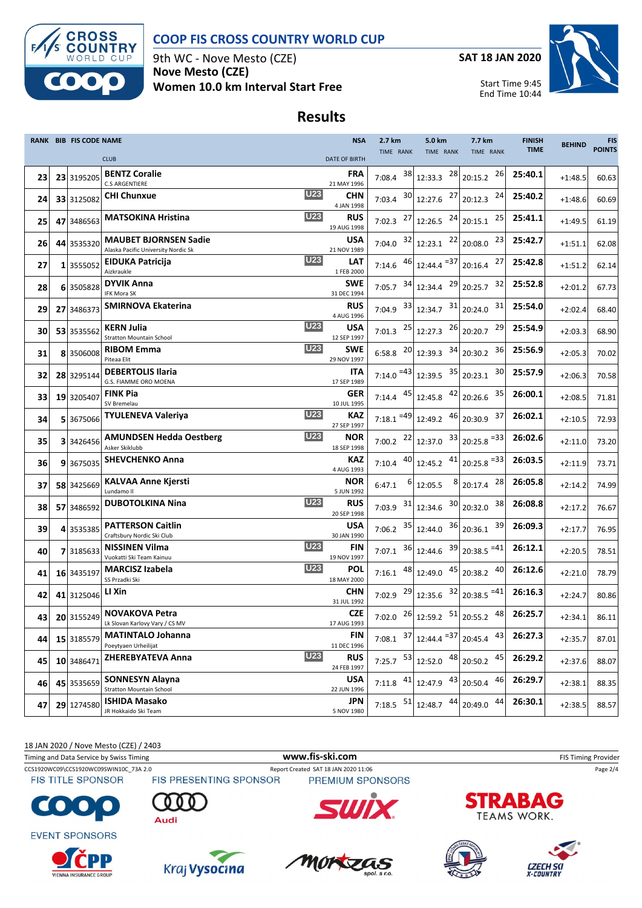# COOP FIS CROSS COUNTRY WORLD CUP

9th WC - Nove Mesto (CZE)
**Nove Mesto (CZE)**
**Women 10.0 km Interval Start Free**

**SAT 18 JAN 2020**

Start Time 9:45
End Time 10:44

## Results

| RANK | BIB | FIS CODE | NAME / CLUB | | NSA / DATE OF BIRTH | 2.7 km TIME | RANK | 5.0 km TIME | RANK | 7.7 km TIME | RANK | FINISH TIME | BEHIND | FIS POINTS |
|---|---|---|---|---|---|---|---|---|---|---|---|---|---|---|
| 23 | 23 | 3195205 | **BENTZ Coralie** C.S ARGENTIERE | | **FRA** 21 MAY 1996 | 7:08.4 | 38 | 12:33.3 | 28 | 20:15.2 | 26 | **25:40.1** | +1:48.5 | 60.63 |
| 24 | 33 | 3125082 | **CHI Chunxue** | U23 | **CHN** 4 JAN 1998 | 7:03.4 | 30 | 12:27.6 | 27 | 20:12.3 | 24 | **25:40.2** | +1:48.6 | 60.69 |
| 25 | 47 | 3486563 | **MATSOKINA Hristina** | U23 | **RUS** 19 AUG 1998 | 7:02.3 | 27 | 12:26.5 | 24 | 20:15.1 | 25 | **25:41.1** | +1:49.5 | 61.19 |
| 26 | 44 | 3535320 | **MAUBET BJORNSEN Sadie** Alaska Pacific University Nordic Sk | | **USA** 21 NOV 1989 | 7:04.0 | 32 | 12:23.1 | 22 | 20:08.0 | 23 | **25:42.7** | +1:51.1 | 62.08 |
| 27 | 1 | 3555052 | **EIDUKA Patricija** Aizkraukle | U23 | **LAT** 1 FEB 2000 | 7:14.6 | 46 | 12:44.4 | =37 | 20:16.4 | 27 | **25:42.8** | +1:51.2 | 62.14 |
| 28 | 6 | 3505828 | **DYVIK Anna** IFK Mora SK | | **SWE** 31 DEC 1994 | 7:05.7 | 34 | 12:34.4 | 29 | 20:25.7 | 32 | **25:52.8** | +2:01.2 | 67.73 |
| 29 | 27 | 3486373 | **SMIRNOVA Ekaterina** | | **RUS** 4 AUG 1996 | 7:04.9 | 33 | 12:34.7 | 31 | 20:24.0 | 31 | **25:54.0** | +2:02.4 | 68.40 |
| 30 | 53 | 3535562 | **KERN Julia** Stratton Mountain School | U23 | **USA** 12 SEP 1997 | 7:01.3 | 25 | 12:27.3 | 26 | 20:20.7 | 29 | **25:54.9** | +2:03.3 | 68.90 |
| 31 | 8 | 3506008 | **RIBOM Emma** Piteaa Elit | U23 | **SWE** 29 NOV 1997 | 6:58.8 | 20 | 12:39.3 | 34 | 20:30.2 | 36 | **25:56.9** | +2:05.3 | 70.02 |
| 32 | 28 | 3295144 | **DEBERTOLIS Ilaria** G.S. FIAMME ORO MOENA | | **ITA** 17 SEP 1989 | 7:14.0 | =43 | 12:39.5 | 35 | 20:23.1 | 30 | **25:57.9** | +2:06.3 | 70.58 |
| 33 | 19 | 3205407 | **FINK Pia** SV Bremelau | | **GER** 10 JUL 1995 | 7:14.4 | 45 | 12:45.8 | 42 | 20:26.6 | 35 | **26:00.1** | +2:08.5 | 71.81 |
| 34 | 5 | 3675066 | **TYULENEVA Valeriya** | U23 | **KAZ** 27 SEP 1997 | 7:18.1 | =49 | 12:49.2 | 46 | 20:30.9 | 37 | **26:02.1** | +2:10.5 | 72.93 |
| 35 | 3 | 3426456 | **AMUNDSEN Hedda Oestberg** Asker Skiklubb | U23 | **NOR** 18 SEP 1998 | 7:00.2 | 22 | 12:37.0 | 33 | 20:25.8 | =33 | **26:02.6** | +2:11.0 | 73.20 |
| 36 | 9 | 3675035 | **SHEVCHENKO Anna** | | **KAZ** 4 AUG 1993 | 7:10.4 | 40 | 12:45.2 | 41 | 20:25.8 | =33 | **26:03.5** | +2:11.9 | 73.71 |
| 37 | 58 | 3425669 | **KALVAA Anne Kjersti** Lundamo Il | | **NOR** 5 JUN 1992 | 6:47.1 | 6 | 12:05.5 | 8 | 20:17.4 | 28 | **26:05.8** | +2:14.2 | 74.99 |
| 38 | 57 | 3486592 | **DUBOTOLKINA Nina** | U23 | **RUS** 20 SEP 1998 | 7:03.9 | 31 | 12:34.6 | 30 | 20:32.0 | 38 | **26:08.8** | +2:17.2 | 76.67 |
| 39 | 4 | 3535385 | **PATTERSON Caitlin** Craftsbury Nordic Ski Club | | **USA** 30 JAN 1990 | 7:06.2 | 35 | 12:44.0 | 36 | 20:36.1 | 39 | **26:09.3** | +2:17.7 | 76.95 |
| 40 | 7 | 3185633 | **NISSINEN Vilma** Vuokatti Ski Team Kainuu | U23 | **FIN** 19 NOV 1997 | 7:07.1 | 36 | 12:44.6 | 39 | 20:38.5 | =41 | **26:12.1** | +2:20.5 | 78.51 |
| 41 | 16 | 3435197 | **MARCISZ Izabela** SS Przadki Ski | U23 | **POL** 18 MAY 2000 | 7:16.1 | 48 | 12:49.0 | 45 | 20:38.2 | 40 | **26:12.6** | +2:21.0 | 78.79 |
| 42 | 41 | 3125046 | **LI Xin** | | **CHN** 31 JUL 1992 | 7:02.9 | 29 | 12:35.6 | 32 | 20:38.5 | =41 | **26:16.3** | +2:24.7 | 80.86 |
| 43 | 20 | 3155249 | **NOVAKOVA Petra** Lk Slovan Karlovy Vary / CS MV | | **CZE** 17 AUG 1993 | 7:02.0 | 26 | 12:59.2 | 51 | 20:55.2 | 48 | **26:25.7** | +2:34.1 | 86.11 |
| 44 | 15 | 3185579 | **MATINTALO Johanna** Poeytyaen Urheilijat | | **FIN** 11 DEC 1996 | 7:08.1 | 37 | 12:44.4 | =37 | 20:45.4 | 43 | **26:27.3** | +2:35.7 | 87.01 |
| 45 | 10 | 3486471 | **ZHEREBYATEVA Anna** | U23 | **RUS** 24 FEB 1997 | 7:25.7 | 53 | 12:52.0 | 48 | 20:50.2 | 45 | **26:29.2** | +2:37.6 | 88.07 |
| 46 | 45 | 3535659 | **SONNESYN Alayna** Stratton Mountain School | | **USA** 22 JUN 1996 | 7:11.8 | 41 | 12:47.9 | 43 | 20:50.4 | 46 | **26:29.7** | +2:38.1 | 88.35 |
| 47 | 29 | 1274580 | **ISHIDA Masako** JR Hokkaido Ski Team | | **JPN** 5 NOV 1980 | 7:18.5 | 51 | 12:48.7 | 44 | 20:49.0 | 44 | **26:30.1** | +2:38.5 | 88.57 |

18 JAN 2020 / Nove Mesto (CZE) / 2403
Timing and Data Service by Swiss Timing — www.fis-ski.com — FIS Timing Provider
CCS1920WC09\CCS1920WC09SWIN10C_73A 2.0 — Report Created SAT 18 JAN 2020 11:06

FIS TITLE SPONSOR: COOP — FIS PRESENTING SPONSOR: Audi — PREMIUM SPONSORS: SWIX, STRABAG TEAMS WORK.
EVENT SPONSORS: ČPP Vienna Insurance Group, Kraj Vysočina, Montas spol. s r.o., Czech Ski X-Country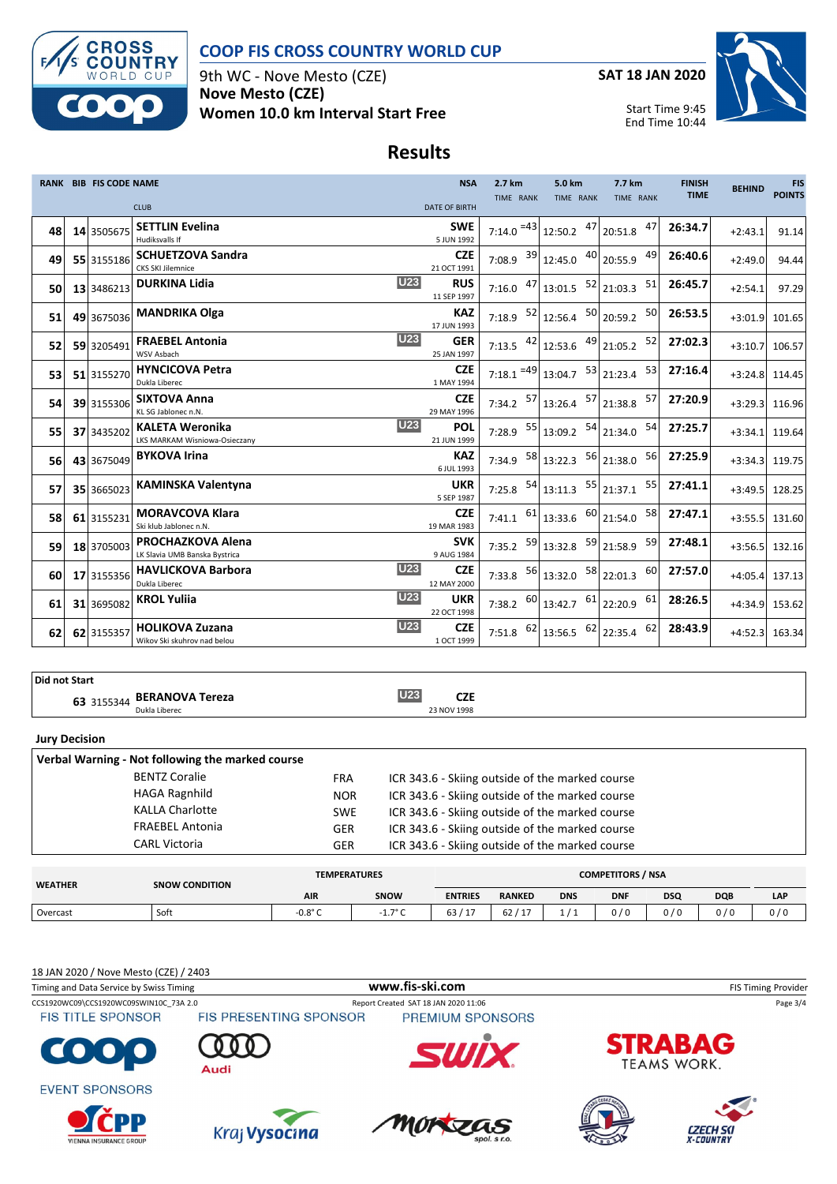# COOP FIS CROSS COUNTRY WORLD CUP

9th WC - Nove Mesto (CZE)
**Nove Mesto (CZE)**
**Women 10.0 km Interval Start Free**

**SAT 18 JAN 2020**

Start Time 9:45
End Time 10:44

## Results

| RANK | BIB | FIS CODE | NAME / CLUB | | NSA / DATE OF BIRTH | 2.7 km TIME | RANK | 5.0 km TIME | RANK | 7.7 km TIME | RANK | FINISH TIME | BEHIND | FIS POINTS |
|---|---|---|---|---|---|---|---|---|---|---|---|---|---|---|
| 48 | 14 | 3505675 | **SETTLIN Evelina** Hudiksvalls If | | **SWE** 5 JUN 1992 | 7:14.0 | =43 | 12:50.2 | 47 | 20:51.8 | 47 | **26:34.7** | +2:43.1 | 91.14 |
| 49 | 55 | 3155186 | **SCHUETZOVA Sandra** CKS SKI Jilemnice | | **CZE** 21 OCT 1991 | 7:08.9 | 39 | 12:45.0 | 40 | 20:55.9 | 49 | **26:40.6** | +2:49.0 | 94.44 |
| 50 | 13 | 3486213 | **DURKINA Lidia** | U23 | **RUS** 11 SEP 1997 | 7:16.0 | 47 | 13:01.5 | 52 | 21:03.3 | 51 | **26:45.7** | +2:54.1 | 97.29 |
| 51 | 49 | 3675036 | **MANDRIKA Olga** | | **KAZ** 17 JUN 1993 | 7:18.9 | 52 | 12:56.4 | 50 | 20:59.2 | 50 | **26:53.5** | +3:01.9 | 101.65 |
| 52 | 59 | 3205491 | **FRAEBEL Antonia** WSV Asbach | U23 | **GER** 25 JAN 1997 | 7:13.5 | 42 | 12:53.6 | 49 | 21:05.2 | 52 | **27:02.3** | +3:10.7 | 106.57 |
| 53 | 51 | 3155270 | **HYNCICOVA Petra** Dukla Liberec | | **CZE** 1 MAY 1994 | 7:18.1 | =49 | 13:04.7 | 53 | 21:23.4 | 53 | **27:16.4** | +3:24.8 | 114.45 |
| 54 | 39 | 3155306 | **SIXTOVA Anna** KL SG Jablonec n.N. | | **CZE** 29 MAY 1996 | 7:34.2 | 57 | 13:26.4 | 57 | 21:38.8 | 57 | **27:20.9** | +3:29.3 | 116.96 |
| 55 | 37 | 3435202 | **KALETA Weronika** LKS MARKAM Wisniowa-Osieczany | U23 | **POL** 21 JUN 1999 | 7:28.9 | 55 | 13:09.2 | 54 | 21:34.0 | 54 | **27:25.7** | +3:34.1 | 119.64 |
| 56 | 43 | 3675049 | **BYKOVA Irina** | | **KAZ** 6 JUL 1993 | 7:34.9 | 58 | 13:22.3 | 56 | 21:38.0 | 56 | **27:25.9** | +3:34.3 | 119.75 |
| 57 | 35 | 3665023 | **KAMINSKA Valentyna** | | **UKR** 5 SEP 1987 | 7:25.8 | 54 | 13:11.3 | 55 | 21:37.1 | 55 | **27:41.1** | +3:49.5 | 128.25 |
| 58 | 61 | 3155231 | **MORAVCOVA Klara** Ski klub Jablonec n.N. | | **CZE** 19 MAR 1983 | 7:41.1 | 61 | 13:33.6 | 60 | 21:54.0 | 58 | **27:47.1** | +3:55.5 | 131.60 |
| 59 | 18 | 3705003 | **PROCHAZKOVA Alena** LK Slavia UMB Banska Bystrica | | **SVK** 9 AUG 1984 | 7:35.2 | 59 | 13:32.8 | 59 | 21:58.9 | 59 | **27:48.1** | +3:56.5 | 132.16 |
| 60 | 17 | 3155356 | **HAVLICKOVA Barbora** Dukla Liberec | U23 | **CZE** 12 MAY 2000 | 7:33.8 | 56 | 13:32.0 | 58 | 22:01.3 | 60 | **27:57.0** | +4:05.4 | 137.13 |
| 61 | 31 | 3695082 | **KROL Yuliia** | U23 | **UKR** 22 OCT 1998 | 7:38.2 | 60 | 13:42.7 | 61 | 22:20.9 | 61 | **28:26.5** | +4:34.9 | 153.62 |
| 62 | 62 | 3155357 | **HOLIKOVA Zuzana** Wikov Ski skuhrov nad belou | U23 | **CZE** 1 OCT 1999 | 7:51.8 | 62 | 13:56.5 | 62 | 22:35.4 | 62 | **28:43.9** | +4:52.3 | 163.34 |

**Did not Start**

| BIB | FIS CODE | NAME / CLUB | | NSA / DATE OF BIRTH |
|---|---|---|---|---|
| 63 | 3155344 | **BERANOVA Tereza** Dukla Liberec | U23 | **CZE** 23 NOV 1998 |

**Jury Decision**

**Verbal Warning - Not following the marked course**

| Name | NSA | Rule |
|---|---|---|
| BENTZ Coralie | FRA | ICR 343.6 - Skiing outside of the marked course |
| HAGA Ragnhild | NOR | ICR 343.6 - Skiing outside of the marked course |
| KALLA Charlotte | SWE | ICR 343.6 - Skiing outside of the marked course |
| FRAEBEL Antonia | GER | ICR 343.6 - Skiing outside of the marked course |
| CARL Victoria | GER | ICR 343.6 - Skiing outside of the marked course |

| WEATHER | SNOW CONDITION | TEMPERATURES AIR | TEMPERATURES SNOW | ENTRIES | RANKED | DNS | DNF | DSQ | DQB | LAP |
|---|---|---|---|---|---|---|---|---|---|---|
| Overcast | Soft | -0.8° C | -1.7° C | 63 / 17 | 62 / 17 | 1 / 1 | 0 / 0 | 0 / 0 | 0 / 0 | 0 / 0 |

18 JAN 2020 / Nove Mesto (CZE) / 2403

Timing and Data Service by Swiss Timing — www.fis-ski.com — FIS Timing Provider

CCS1920WC09\CCS1920WC09SWIN10C_73A 2.0 — Report Created SAT 18 JAN 2020 11:06

FIS TITLE SPONSOR — FIS PRESENTING SPONSOR — PREMIUM SPONSORS

EVENT SPONSORS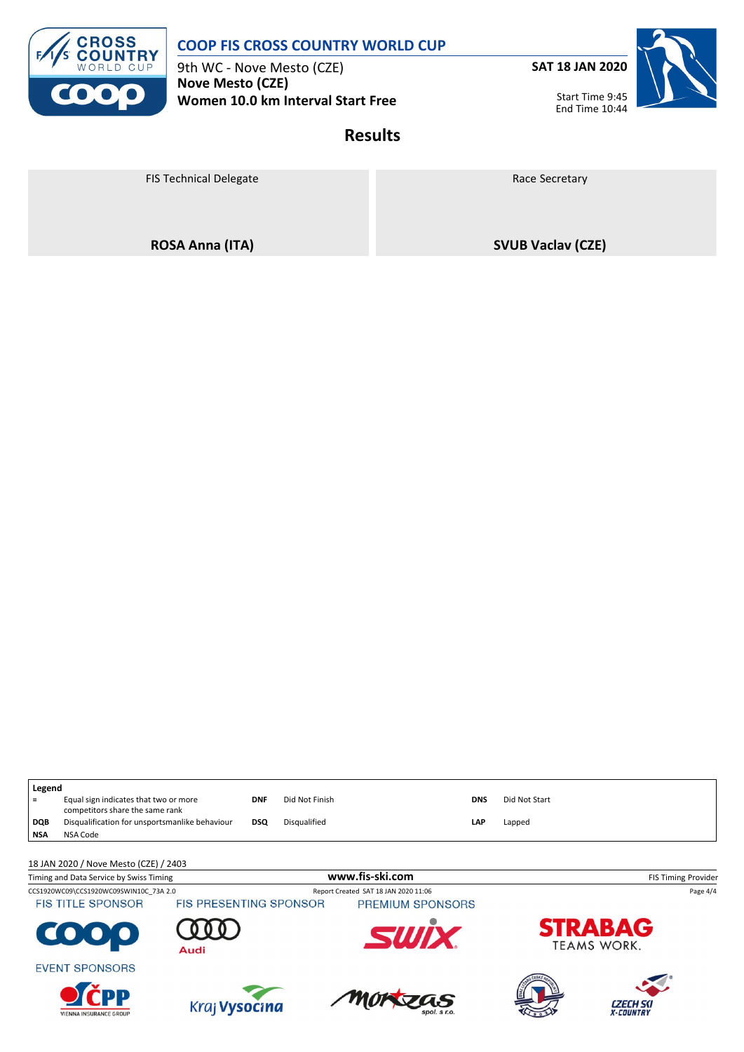# COOP FIS CROSS COUNTRY WORLD CUP

9th WC - Nove Mesto (CZE)
**Nove Mesto (CZE)**
**Women 10.0 km Interval Start Free**

**SAT 18 JAN 2020**

Start Time 9:45
End Time 10:44

## Results

| FIS Technical Delegate | Race Secretary |
|---|---|
| **ROSA Anna (ITA)** | **SVUB Vaclav (CZE)** |

**Legend**

| | | | | | |
|---|---|---|---|---|---|
| = | Equal sign indicates that two or more competitors share the same rank | DNF | Did Not Finish | DNS | Did Not Start |
| DQB | Disqualification for unsportsmanlike behaviour | DSQ | Disqualified | LAP | Lapped |
| NSA | NSA Code | | | | |

18 JAN 2020 / Nove Mesto (CZE) / 2403

Timing and Data Service by Swiss Timing — www.fis-ski.com — FIS Timing Provider

CCS1920WC09\CCS1920WC09SWIN10C_73A 2.0 — Report Created SAT 18 JAN 2020 11:06

FIS TITLE SPONSOR — FIS PRESENTING SPONSOR — PREMIUM SPONSORS

EVENT SPONSORS